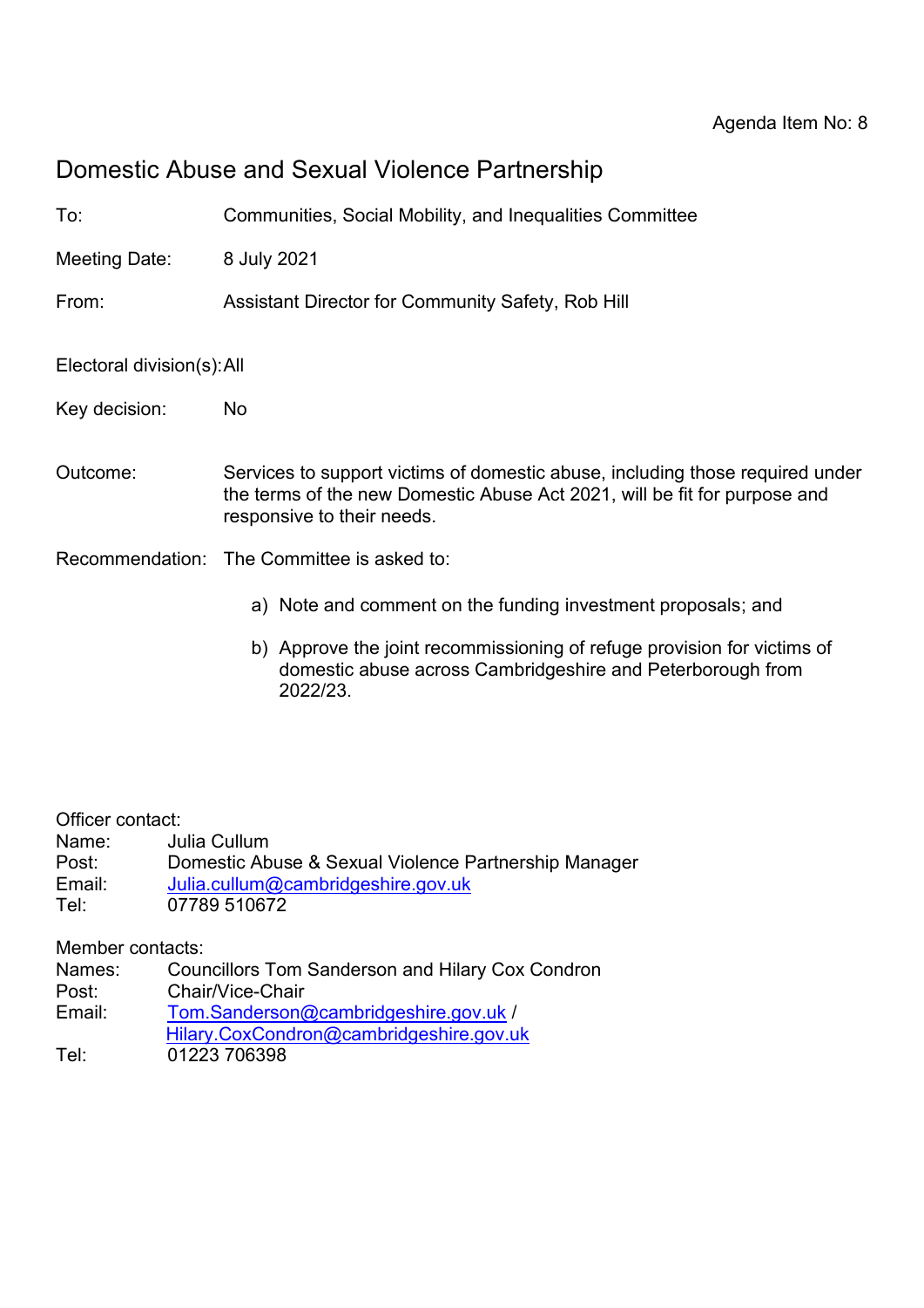Agenda Item No: 8

# Domestic Abuse and Sexual Violence Partnership

To: Communities, Social Mobility, and Inequalities Committee

Meeting Date: 8 July 2021

From: Assistant Director for Community Safety, Rob Hill

Electoral division(s): All

Key decision: No

Outcome: Services to support victims of domestic abuse, including those required under the terms of the new Domestic Abuse Act 2021, will be fit for purpose and responsive to their needs.

Recommendation: The Committee is asked to:

a) Note and comment on the funding investment proposals; and

b) Approve the joint recommissioning of refuge provision for victims of domestic abuse across Cambridgeshire and Peterborough from 2022/23.

Officer contact:
Name: Julia Cullum
Post: Domestic Abuse & Sexual Violence Partnership Manager
Email: Julia.cullum@cambridgeshire.gov.uk
Tel: 07789 510672

Member contacts:
Names: Councillors Tom Sanderson and Hilary Cox Condron
Post: Chair/Vice-Chair
Email: Tom.Sanderson@cambridgeshire.gov.uk / Hilary.CoxCondron@cambridgeshire.gov.uk
Tel: 01223 706398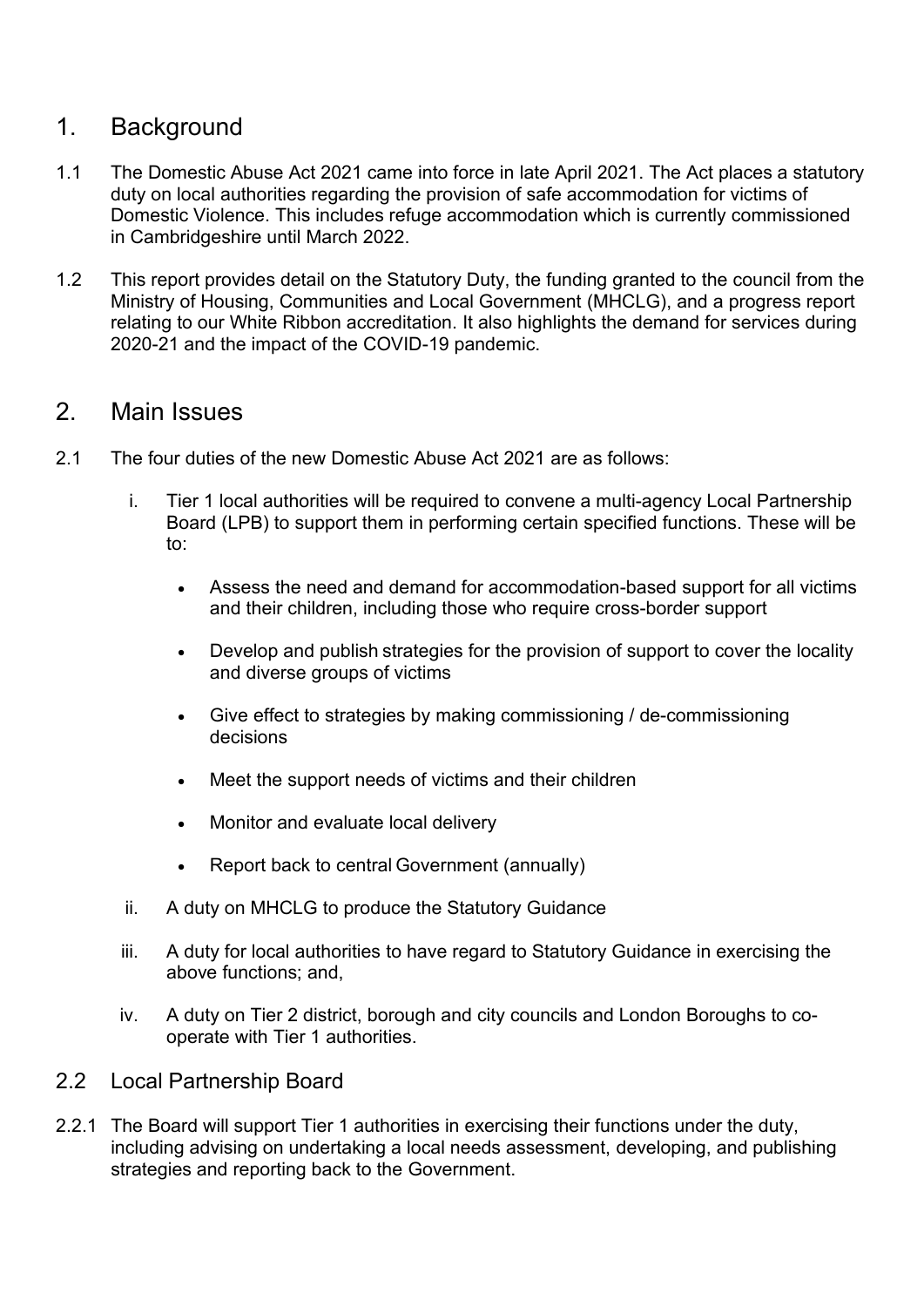## 1. Background

1.1 The Domestic Abuse Act 2021 came into force in late April 2021. The Act places a statutory duty on local authorities regarding the provision of safe accommodation for victims of Domestic Violence. This includes refuge accommodation which is currently commissioned in Cambridgeshire until March 2022.

1.2 This report provides detail on the Statutory Duty, the funding granted to the council from the Ministry of Housing, Communities and Local Government (MHCLG), and a progress report relating to our White Ribbon accreditation. It also highlights the demand for services during 2020-21 and the impact of the COVID-19 pandemic.

## 2. Main Issues

2.1 The four duties of the new Domestic Abuse Act 2021 are as follows:

i. Tier 1 local authorities will be required to convene a multi-agency Local Partnership Board (LPB) to support them in performing certain specified functions. These will be to:

- Assess the need and demand for accommodation-based support for all victims and their children, including those who require cross-border support
- Develop and publish strategies for the provision of support to cover the locality and diverse groups of victims
- Give effect to strategies by making commissioning / de-commissioning decisions
- Meet the support needs of victims and their children
- Monitor and evaluate local delivery
- Report back to central Government (annually)

ii. A duty on MHCLG to produce the Statutory Guidance

iii. A duty for local authorities to have regard to Statutory Guidance in exercising the above functions; and,

iv. A duty on Tier 2 district, borough and city councils and London Boroughs to co-operate with Tier 1 authorities.

### 2.2 Local Partnership Board

2.2.1 The Board will support Tier 1 authorities in exercising their functions under the duty, including advising on undertaking a local needs assessment, developing, and publishing strategies and reporting back to the Government.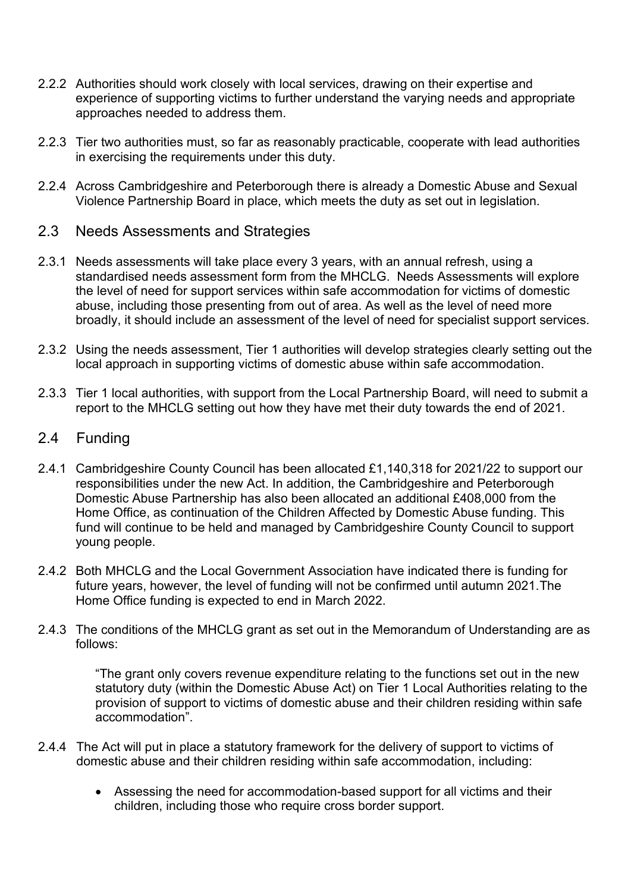2.2.2 Authorities should work closely with local services, drawing on their expertise and experience of supporting victims to further understand the varying needs and appropriate approaches needed to address them.

2.2.3 Tier two authorities must, so far as reasonably practicable, cooperate with lead authorities in exercising the requirements under this duty.

2.2.4 Across Cambridgeshire and Peterborough there is already a Domestic Abuse and Sexual Violence Partnership Board in place, which meets the duty as set out in legislation.

## 2.3 Needs Assessments and Strategies

2.3.1 Needs assessments will take place every 3 years, with an annual refresh, using a standardised needs assessment form from the MHCLG. Needs Assessments will explore the level of need for support services within safe accommodation for victims of domestic abuse, including those presenting from out of area. As well as the level of need more broadly, it should include an assessment of the level of need for specialist support services.

2.3.2 Using the needs assessment, Tier 1 authorities will develop strategies clearly setting out the local approach in supporting victims of domestic abuse within safe accommodation.

2.3.3 Tier 1 local authorities, with support from the Local Partnership Board, will need to submit a report to the MHCLG setting out how they have met their duty towards the end of 2021.

## 2.4 Funding

2.4.1 Cambridgeshire County Council has been allocated £1,140,318 for 2021/22 to support our responsibilities under the new Act. In addition, the Cambridgeshire and Peterborough Domestic Abuse Partnership has also been allocated an additional £408,000 from the Home Office, as continuation of the Children Affected by Domestic Abuse funding. This fund will continue to be held and managed by Cambridgeshire County Council to support young people.

2.4.2 Both MHCLG and the Local Government Association have indicated there is funding for future years, however, the level of funding will not be confirmed until autumn 2021.The Home Office funding is expected to end in March 2022.

2.4.3 The conditions of the MHCLG grant as set out in the Memorandum of Understanding are as follows:

> "The grant only covers revenue expenditure relating to the functions set out in the new statutory duty (within the Domestic Abuse Act) on Tier 1 Local Authorities relating to the provision of support to victims of domestic abuse and their children residing within safe accommodation".

2.4.4 The Act will put in place a statutory framework for the delivery of support to victims of domestic abuse and their children residing within safe accommodation, including:

- Assessing the need for accommodation-based support for all victims and their children, including those who require cross border support.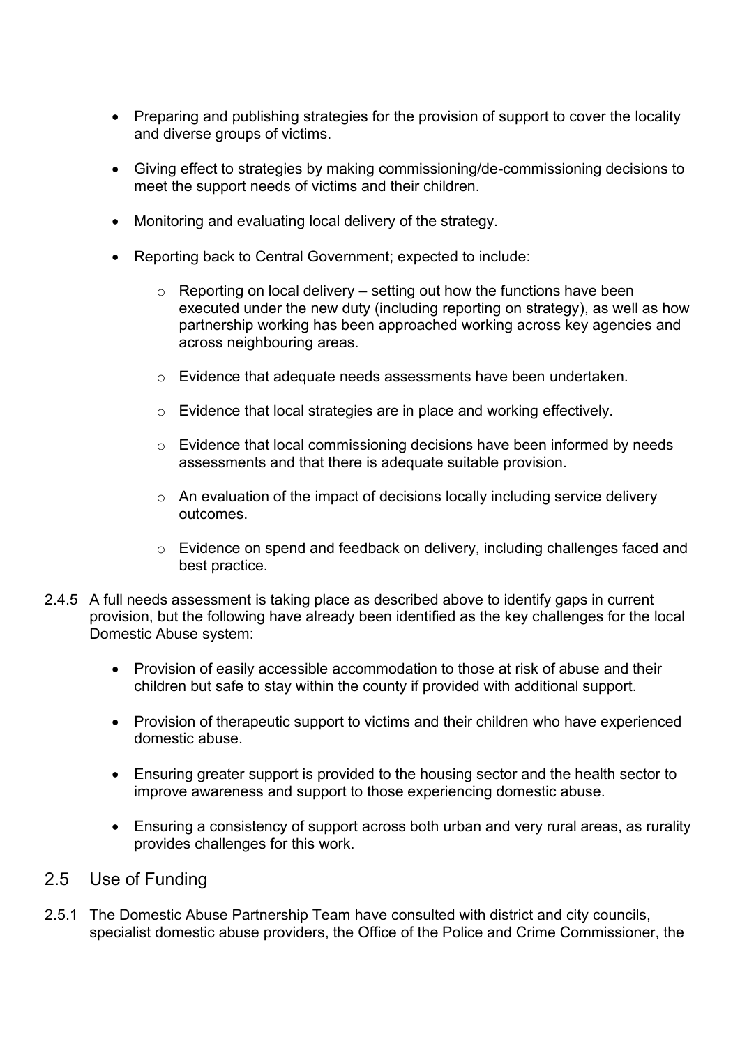- Preparing and publishing strategies for the provision of support to cover the locality and diverse groups of victims.

- Giving effect to strategies by making commissioning/de-commissioning decisions to meet the support needs of victims and their children.

- Monitoring and evaluating local delivery of the strategy.

- Reporting back to Central Government; expected to include:

    - Reporting on local delivery – setting out how the functions have been executed under the new duty (including reporting on strategy), as well as how partnership working has been approached working across key agencies and across neighbouring areas.

    - Evidence that adequate needs assessments have been undertaken.

    - Evidence that local strategies are in place and working effectively.

    - Evidence that local commissioning decisions have been informed by needs assessments and that there is adequate suitable provision.

    - An evaluation of the impact of decisions locally including service delivery outcomes.

    - Evidence on spend and feedback on delivery, including challenges faced and best practice.

2.4.5 A full needs assessment is taking place as described above to identify gaps in current provision, but the following have already been identified as the key challenges for the local Domestic Abuse system:

- Provision of easily accessible accommodation to those at risk of abuse and their children but safe to stay within the county if provided with additional support.

- Provision of therapeutic support to victims and their children who have experienced domestic abuse.

- Ensuring greater support is provided to the housing sector and the health sector to improve awareness and support to those experiencing domestic abuse.

- Ensuring a consistency of support across both urban and very rural areas, as rurality provides challenges for this work.

## 2.5 Use of Funding

2.5.1 The Domestic Abuse Partnership Team have consulted with district and city councils, specialist domestic abuse providers, the Office of the Police and Crime Commissioner, the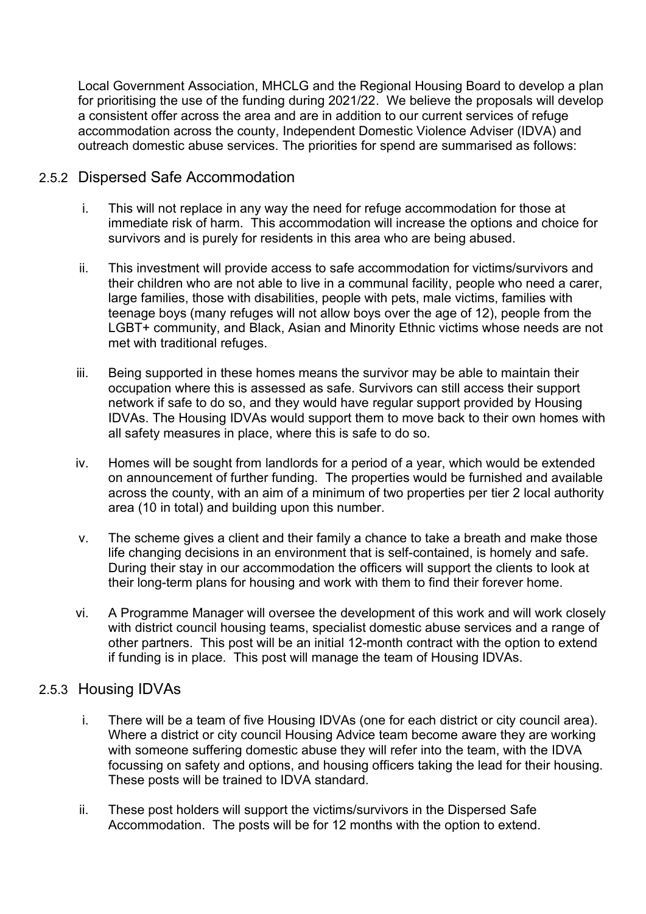Local Government Association, MHCLG and the Regional Housing Board to develop a plan for prioritising the use of the funding during 2021/22. We believe the proposals will develop a consistent offer across the area and are in addition to our current services of refuge accommodation across the county, Independent Domestic Violence Adviser (IDVA) and outreach domestic abuse services. The priorities for spend are summarised as follows:

### 2.5.2 Dispersed Safe Accommodation

i. This will not replace in any way the need for refuge accommodation for those at immediate risk of harm. This accommodation will increase the options and choice for survivors and is purely for residents in this area who are being abused.

ii. This investment will provide access to safe accommodation for victims/survivors and their children who are not able to live in a communal facility, people who need a carer, large families, those with disabilities, people with pets, male victims, families with teenage boys (many refuges will not allow boys over the age of 12), people from the LGBT+ community, and Black, Asian and Minority Ethnic victims whose needs are not met with traditional refuges.

iii. Being supported in these homes means the survivor may be able to maintain their occupation where this is assessed as safe. Survivors can still access their support network if safe to do so, and they would have regular support provided by Housing IDVAs. The Housing IDVAs would support them to move back to their own homes with all safety measures in place, where this is safe to do so.

iv. Homes will be sought from landlords for a period of a year, which would be extended on announcement of further funding. The properties would be furnished and available across the county, with an aim of a minimum of two properties per tier 2 local authority area (10 in total) and building upon this number.

v. The scheme gives a client and their family a chance to take a breath and make those life changing decisions in an environment that is self-contained, is homely and safe. During their stay in our accommodation the officers will support the clients to look at their long-term plans for housing and work with them to find their forever home.

vi. A Programme Manager will oversee the development of this work and will work closely with district council housing teams, specialist domestic abuse services and a range of other partners. This post will be an initial 12-month contract with the option to extend if funding is in place. This post will manage the team of Housing IDVAs.

### 2.5.3 Housing IDVAs

i. There will be a team of five Housing IDVAs (one for each district or city council area). Where a district or city council Housing Advice team become aware they are working with someone suffering domestic abuse they will refer into the team, with the IDVA focussing on safety and options, and housing officers taking the lead for their housing. These posts will be trained to IDVA standard.

ii. These post holders will support the victims/survivors in the Dispersed Safe Accommodation. The posts will be for 12 months with the option to extend.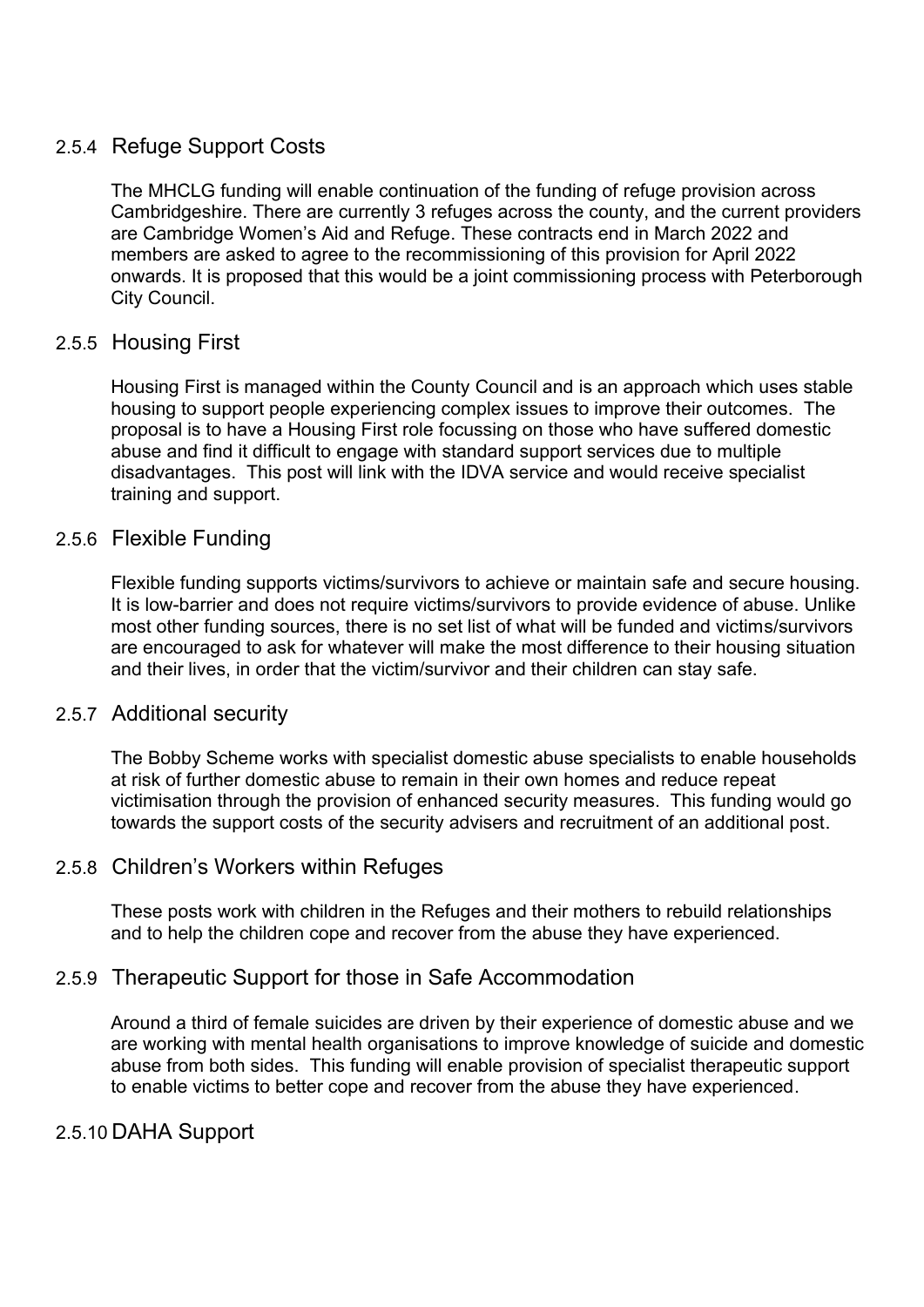### 2.5.4 Refuge Support Costs

The MHCLG funding will enable continuation of the funding of refuge provision across Cambridgeshire. There are currently 3 refuges across the county, and the current providers are Cambridge Women's Aid and Refuge. These contracts end in March 2022 and members are asked to agree to the recommissioning of this provision for April 2022 onwards. It is proposed that this would be a joint commissioning process with Peterborough City Council.

### 2.5.5 Housing First

Housing First is managed within the County Council and is an approach which uses stable housing to support people experiencing complex issues to improve their outcomes. The proposal is to have a Housing First role focussing on those who have suffered domestic abuse and find it difficult to engage with standard support services due to multiple disadvantages. This post will link with the IDVA service and would receive specialist training and support.

### 2.5.6 Flexible Funding

Flexible funding supports victims/survivors to achieve or maintain safe and secure housing. It is low-barrier and does not require victims/survivors to provide evidence of abuse. Unlike most other funding sources, there is no set list of what will be funded and victims/survivors are encouraged to ask for whatever will make the most difference to their housing situation and their lives, in order that the victim/survivor and their children can stay safe.

### 2.5.7 Additional security

The Bobby Scheme works with specialist domestic abuse specialists to enable households at risk of further domestic abuse to remain in their own homes and reduce repeat victimisation through the provision of enhanced security measures. This funding would go towards the support costs of the security advisers and recruitment of an additional post.

### 2.5.8 Children's Workers within Refuges

These posts work with children in the Refuges and their mothers to rebuild relationships and to help the children cope and recover from the abuse they have experienced.

### 2.5.9 Therapeutic Support for those in Safe Accommodation

Around a third of female suicides are driven by their experience of domestic abuse and we are working with mental health organisations to improve knowledge of suicide and domestic abuse from both sides. This funding will enable provision of specialist therapeutic support to enable victims to better cope and recover from the abuse they have experienced.

### 2.5.10 DAHA Support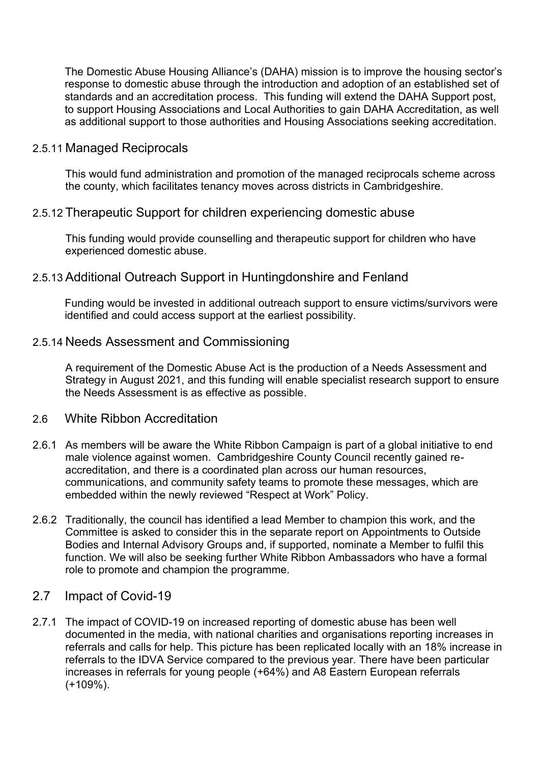The Domestic Abuse Housing Alliance's (DAHA) mission is to improve the housing sector's response to domestic abuse through the introduction and adoption of an established set of standards and an accreditation process. This funding will extend the DAHA Support post, to support Housing Associations and Local Authorities to gain DAHA Accreditation, as well as additional support to those authorities and Housing Associations seeking accreditation.

### 2.5.11 Managed Reciprocals

This would fund administration and promotion of the managed reciprocals scheme across the county, which facilitates tenancy moves across districts in Cambridgeshire.

### 2.5.12 Therapeutic Support for children experiencing domestic abuse

This funding would provide counselling and therapeutic support for children who have experienced domestic abuse.

### 2.5.13 Additional Outreach Support in Huntingdonshire and Fenland

Funding would be invested in additional outreach support to ensure victims/survivors were identified and could access support at the earliest possibility.

### 2.5.14 Needs Assessment and Commissioning

A requirement of the Domestic Abuse Act is the production of a Needs Assessment and Strategy in August 2021, and this funding will enable specialist research support to ensure the Needs Assessment is as effective as possible.

## 2.6 White Ribbon Accreditation

2.6.1 As members will be aware the White Ribbon Campaign is part of a global initiative to end male violence against women. Cambridgeshire County Council recently gained re-accreditation, and there is a coordinated plan across our human resources, communications, and community safety teams to promote these messages, which are embedded within the newly reviewed "Respect at Work" Policy.

2.6.2 Traditionally, the council has identified a lead Member to champion this work, and the Committee is asked to consider this in the separate report on Appointments to Outside Bodies and Internal Advisory Groups and, if supported, nominate a Member to fulfil this function. We will also be seeking further White Ribbon Ambassadors who have a formal role to promote and champion the programme.

## 2.7 Impact of Covid-19

2.7.1 The impact of COVID-19 on increased reporting of domestic abuse has been well documented in the media, with national charities and organisations reporting increases in referrals and calls for help. This picture has been replicated locally with an 18% increase in referrals to the IDVA Service compared to the previous year. There have been particular increases in referrals for young people (+64%) and A8 Eastern European referrals (+109%).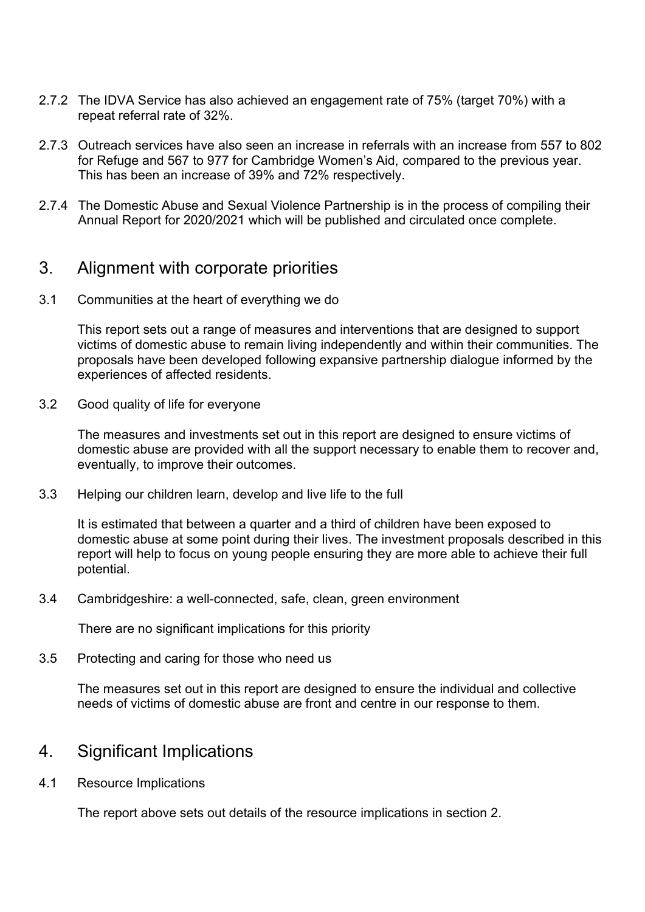2.7.2 The IDVA Service has also achieved an engagement rate of 75% (target 70%) with a repeat referral rate of 32%.

2.7.3 Outreach services have also seen an increase in referrals with an increase from 557 to 802 for Refuge and 567 to 977 for Cambridge Women's Aid, compared to the previous year. This has been an increase of 39% and 72% respectively.

2.7.4 The Domestic Abuse and Sexual Violence Partnership is in the process of compiling their Annual Report for 2020/2021 which will be published and circulated once complete.

## 3. Alignment with corporate priorities

3.1 Communities at the heart of everything we do

This report sets out a range of measures and interventions that are designed to support victims of domestic abuse to remain living independently and within their communities. The proposals have been developed following expansive partnership dialogue informed by the experiences of affected residents.

3.2 Good quality of life for everyone

The measures and investments set out in this report are designed to ensure victims of domestic abuse are provided with all the support necessary to enable them to recover and, eventually, to improve their outcomes.

3.3 Helping our children learn, develop and live life to the full

It is estimated that between a quarter and a third of children have been exposed to domestic abuse at some point during their lives. The investment proposals described in this report will help to focus on young people ensuring they are more able to achieve their full potential.

3.4 Cambridgeshire: a well-connected, safe, clean, green environment

There are no significant implications for this priority

3.5 Protecting and caring for those who need us

The measures set out in this report are designed to ensure the individual and collective needs of victims of domestic abuse are front and centre in our response to them.

## 4. Significant Implications

4.1 Resource Implications

The report above sets out details of the resource implications in section 2.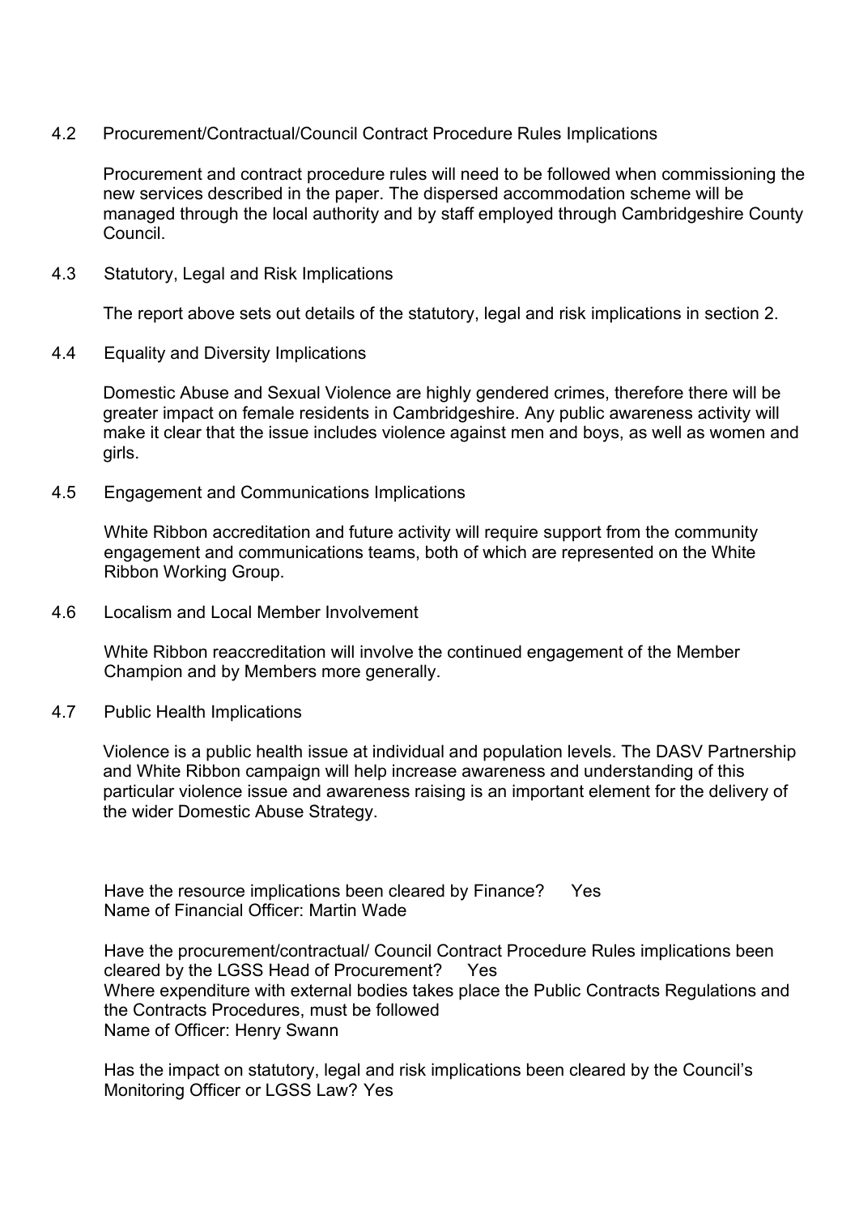### 4.2 Procurement/Contractual/Council Contract Procedure Rules Implications

Procurement and contract procedure rules will need to be followed when commissioning the new services described in the paper. The dispersed accommodation scheme will be managed through the local authority and by staff employed through Cambridgeshire County Council.

### 4.3 Statutory, Legal and Risk Implications

The report above sets out details of the statutory, legal and risk implications in section 2.

### 4.4 Equality and Diversity Implications

Domestic Abuse and Sexual Violence are highly gendered crimes, therefore there will be greater impact on female residents in Cambridgeshire. Any public awareness activity will make it clear that the issue includes violence against men and boys, as well as women and girls.

### 4.5 Engagement and Communications Implications

White Ribbon accreditation and future activity will require support from the community engagement and communications teams, both of which are represented on the White Ribbon Working Group.

### 4.6 Localism and Local Member Involvement

White Ribbon reaccreditation will involve the continued engagement of the Member Champion and by Members more generally.

### 4.7 Public Health Implications

Violence is a public health issue at individual and population levels. The DASV Partnership and White Ribbon campaign will help increase awareness and understanding of this particular violence issue and awareness raising is an important element for the delivery of the wider Domestic Abuse Strategy.

Have the resource implications been cleared by Finance? Yes
Name of Financial Officer: Martin Wade

Have the procurement/contractual/ Council Contract Procedure Rules implications been cleared by the LGSS Head of Procurement? Yes
Where expenditure with external bodies takes place the Public Contracts Regulations and the Contracts Procedures, must be followed
Name of Officer: Henry Swann

Has the impact on statutory, legal and risk implications been cleared by the Council's Monitoring Officer or LGSS Law? Yes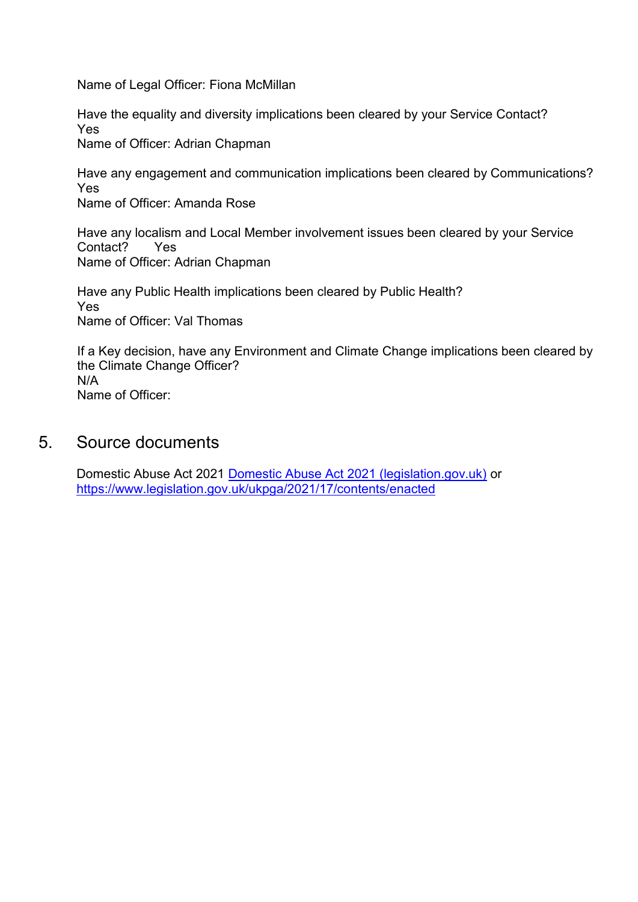Name of Legal Officer: Fiona McMillan

Have the equality and diversity implications been cleared by your Service Contact?
Yes
Name of Officer: Adrian Chapman

Have any engagement and communication implications been cleared by Communications?
Yes
Name of Officer: Amanda Rose

Have any localism and Local Member involvement issues been cleared by your Service Contact? Yes
Name of Officer: Adrian Chapman

Have any Public Health implications been cleared by Public Health?
Yes
Name of Officer: Val Thomas

If a Key decision, have any Environment and Climate Change implications been cleared by the Climate Change Officer?
N/A
Name of Officer:

## 5. Source documents

Domestic Abuse Act 2021 [Domestic Abuse Act 2021 (legislation.gov.uk)](https://www.legislation.gov.uk/ukpga/2021/17/contents/enacted) or https://www.legislation.gov.uk/ukpga/2021/17/contents/enacted